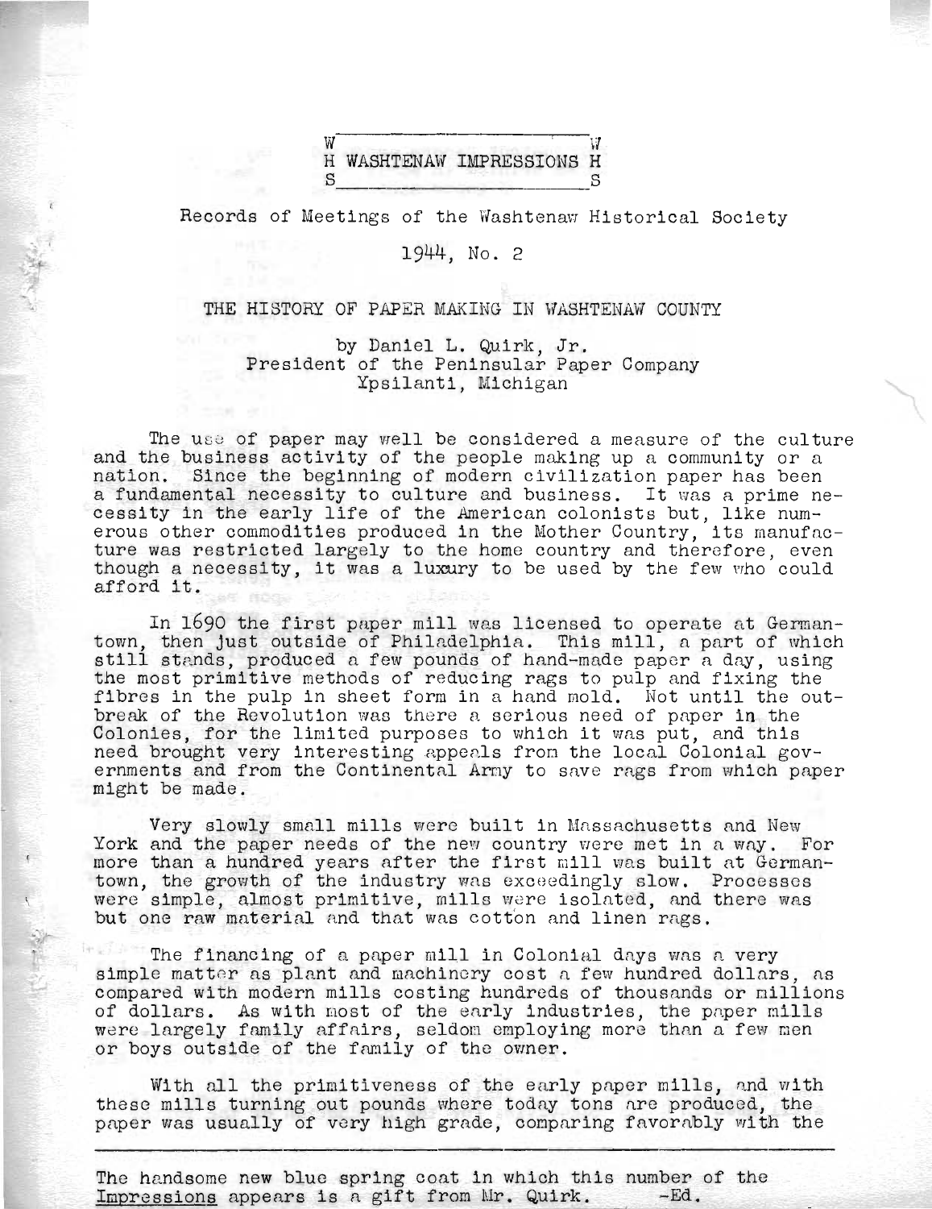W H S WASHTENAW IMPRESSIONS W H S

Records of Meetings of the Washtenaw Historical Society

1944, No. 2

# THE HISTORY OF PAPER MAKING IN WASHTENAW COUNTY

by Daniel L. Quirk, Jr.
President of the Peninsular Paper Company
Ypsilanti, Michigan

The use of paper may well be considered a measure of the culture and the business activity of the people making up a community or a nation. Since the beginning of modern civilization paper has been a fundamental necessity to culture and business. It was a prime necessity in the early life of the American colonists but, like numerous other commodities produced in the Mother Country, its manufacture was restricted largely to the home country and therefore, even though a necessity, it was a luxury to be used by the few who could afford it.

In 1690 the first paper mill was licensed to operate at Germantown, then just outside of Philadelphia. This mill, a part of which still stands, produced a few pounds of hand-made paper a day, using the most primitive methods of reducing rags to pulp and fixing the fibres in the pulp in sheet form in a hand mold. Not until the outbreak of the Revolution was there a serious need of paper in the Colonies, for the limited purposes to which it was put, and this need brought very interesting appeals from the local Colonial governments and from the Continental Army to save rags from which paper might be made.

Very slowly small mills were built in Massachusetts and New York and the paper needs of the new country were met in a way. For more than a hundred years after the first mill was built at Germantown, the growth of the industry was exceedingly slow. Processes were simple, almost primitive, mills were isolated, and there was but one raw material and that was cotton and linen rags.

The financing of a paper mill in Colonial days was a very simple matter as plant and machinery cost a few hundred dollars, as compared with modern mills costing hundreds of thousands or millions of dollars. As with most of the early industries, the paper mills were largely family affairs, seldom employing more than a few men or boys outside of the family of the owner.

With all the primitiveness of the early paper mills, and with these mills turning out pounds where today tons are produced, the paper was usually of very high grade, comparing favorably with the

---

The handsome new blue spring coat in which this number of the Impressions appears is a gift from Mr. Quirk. -Ed.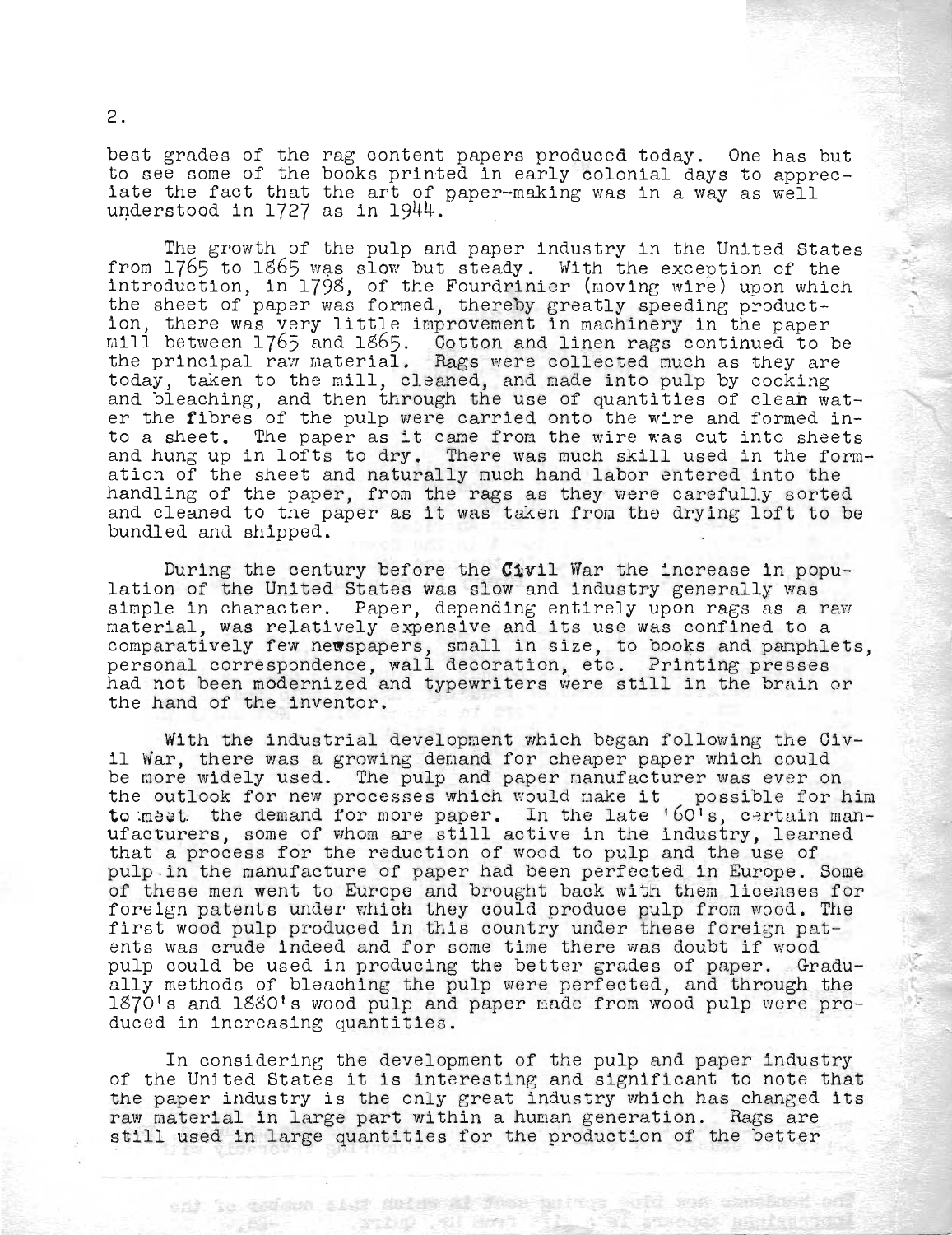best grades of the rag content papers produced today. One has but to see some of the books printed in early colonial days to appreciate the fact that the art of paper-making was in a way as well understood in 1727 as in 1944.

The growth of the pulp and paper industry in the United States from 1765 to 1865 was slow but steady. With the exception of the introduction, in 1798, of the Fourdrinier (moving wire) upon which the sheet of paper was formed, thereby greatly speeding production, there was very little improvement in machinery in the paper mill between 1765 and 1865. Cotton and linen rags continued to be the principal raw material. Rags were collected much as they are today, taken to the mill, cleaned, and made into pulp by cooking and bleaching, and then through the use of quantities of clean water the fibres of the pulp were carried onto the wire and formed into a sheet. The paper as it came from the wire was cut into sheets and hung up in lofts to dry. There was much skill used in the formation of the sheet and naturally much hand labor entered into the handling of the paper, from the rags as they were carefully sorted and cleaned to the paper as it was taken from the drying loft to be bundled and shipped.

During the century before the Civil War the increase in population of the United States was slow and industry generally was simple in character. Paper, depending entirely upon rags as a raw material, was relatively expensive and its use was confined to a comparatively few newspapers, small in size, to books and pamphlets, personal correspondence, wall decoration, etc. Printing presses had not been modernized and typewriters were still in the brain or the hand of the inventor.

With the industrial development which began following the Civil War, there was a growing demand for cheaper paper which could be more widely used. The pulp and paper manufacturer was ever on the outlook for new processes which would make it possible for him to meet the demand for more paper. In the late '60's, certain manufacturers, some of whom are still active in the industry, learned that a process for the reduction of wood to pulp and the use of pulp in the manufacture of paper had been perfected in Europe. Some of these men went to Europe and brought back with them licenses for foreign patents under which they could produce pulp from wood. The first wood pulp produced in this country under these foreign patents was crude indeed and for some time there was doubt if wood pulp could be used in producing the better grades of paper. Gradually methods of bleaching the pulp were perfected, and through the 1870's and 1880's wood pulp and paper made from wood pulp were produced in increasing quantities.

In considering the development of the pulp and paper industry of the United States it is interesting and significant to note that the paper industry is the only great industry which has changed its raw material in large part within a human generation. Rags are still used in large quantities for the production of the better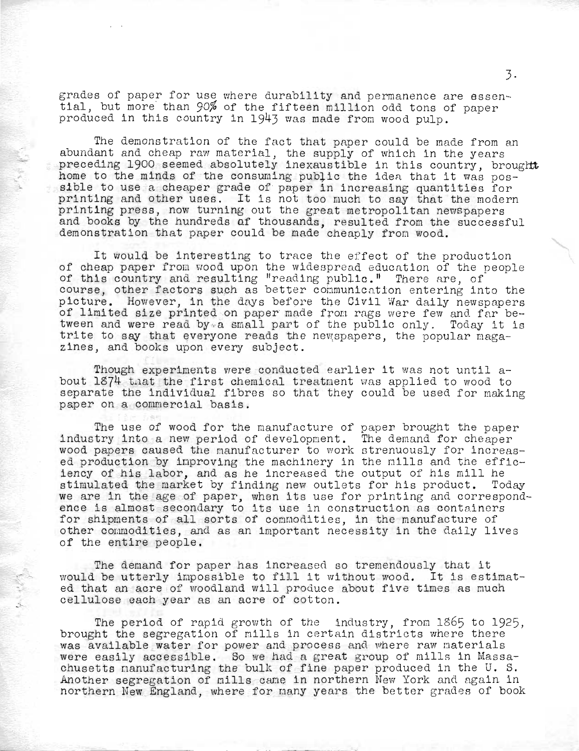grades of paper for use where durability and permanence are essential, but more than 90% of the fifteen million odd tons of paper produced in this country in 1943 was made from wood pulp.

The demonstration of the fact that paper could be made from an abundant and cheap raw material, the supply of which in the years preceding 1900 seemed absolutely inexaustible in this country, brought home to the minds of the consuming public the idea that it was possible to use a cheaper grade of paper in increasing quantities for printing and other uses. It is not too much to say that the modern printing press, now turning out the great metropolitan newspapers and books by the hundreds of thousands, resulted from the successful demonstration that paper could be made cheaply from wood.

It would be interesting to trace the effect of the production of cheap paper from wood upon the widespread education of the people of this country and resulting "reading public." There are, of course, other factors such as better communication entering into the picture. However, in the days before the Civil War daily newspapers of limited size printed on paper made from rags were few and far between and were read by a small part of the public only. Today it is trite to say that everyone reads the newspapers, the popular magazines, and books upon every subject.

Though experiments were conducted earlier it was not until about 1874 that the first chemical treatment was applied to wood to separate the individual fibres so that they could be used for making paper on a commercial basis.

The use of wood for the manufacture of paper brought the paper industry into a new period of development. The demand for cheaper wood papers caused the manufacturer to work strenuously for increased production by improving the machinery in the mills and the efficiency of his labor, and as he increased the output of his mill he stimulated the market by finding new outlets for his product. Today we are in the age of paper, when its use for printing and correspondence is almost secondary to its use in construction as containers for shipments of all sorts of commodities, in the manufacture of other commodities, and as an important necessity in the daily lives of the entire people.

The demand for paper has increased so tremendously that it would be utterly impossible to fill it without wood. It is estimated that an acre of woodland will produce about five times as much cellulose each year as an acre of cotton.

The period of rapid growth of the industry, from 1865 to 1925, brought the segregation of mills in certain districts where there was available water for power and process and where raw materials were easily accessible. So we had a great group of mills in Massachusetts manufacturing the bulk of fine paper produced in the U. S. Another segregation of mills came in northern New York and again in northern New England, where for many years the better grades of book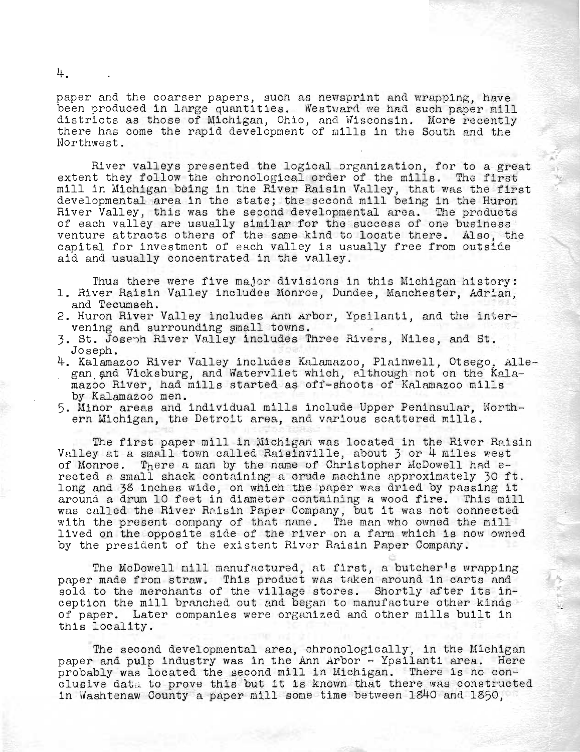paper and the coarser papers, such as newsprint and wrapping, have been produced in large quantities. Westward we had such paper mill districts as those of Michigan, Ohio, and Wisconsin. More recently there has come the rapid development of mills in the South and the Northwest.

River valleys presented the logical organization, for to a great extent they follow the chronological order of the mills. The first mill in Michigan being in the River Raisin Valley, that was the first developmental area in the state; the second mill being in the Huron River Valley, this was the second developmental area. The products of each valley are usually similar for the success of one business venture attracts others of the same kind to locate there. Also, the capital for investment of each valley is usually free from outside aid and usually concentrated in the valley.

Thus there were five major divisions in this Michigan history:

1. River Raisin Valley includes Monroe, Dundee, Manchester, Adrian, and Tecumseh.
2. Huron River Valley includes Ann Arbor, Ypsilanti, and the intervening and surrounding small towns.
3. St. Joseph River Valley includes Three Rivers, Niles, and St. Joseph.
4. Kalamazoo River Valley includes Kalamazoo, Plainwell, Otsego, Allegan and Vicksburg, and Watervliet which, although not on the Kalamazoo River, had mills started as off-shoots of Kalamazoo mills by Kalamazoo men.
5. Minor areas and individual mills include Upper Peninsular, Northern Michigan, the Detroit area, and various scattered mills.

The first paper mill in Michigan was located in the River Raisin Valley at a small town called Raisinville, about 3 or 4 miles west of Monroe. There a man by the name of Christopher McDowell had erected a small shack containing a crude machine approximately 30 ft. long and 38 inches wide, on which the paper was dried by passing it around a drum 10 feet in diameter containing a wood fire. This mill was called the River Raisin Paper Company, but it was not connected with the present company of that name. The man who owned the mill lived on the opposite side of the river on a farm which is now owned by the president of the existent River Raisin Paper Company.

The McDowell mill manufactured, at first, a butcher's wrapping paper made from straw. This product was taken around in carts and sold to the merchants of the village stores. Shortly after its inception the mill branched out and began to manufacture other kinds of paper. Later companies were organized and other mills built in this locality.

The second developmental area, chronologically, in the Michigan paper and pulp industry was in the Ann Arbor - Ypsilanti area. Here probably was located the second mill in Michigan. There is no conclusive data to prove this but it is known that there was constructed in Washtenaw County a paper mill some time between 1840 and 1850,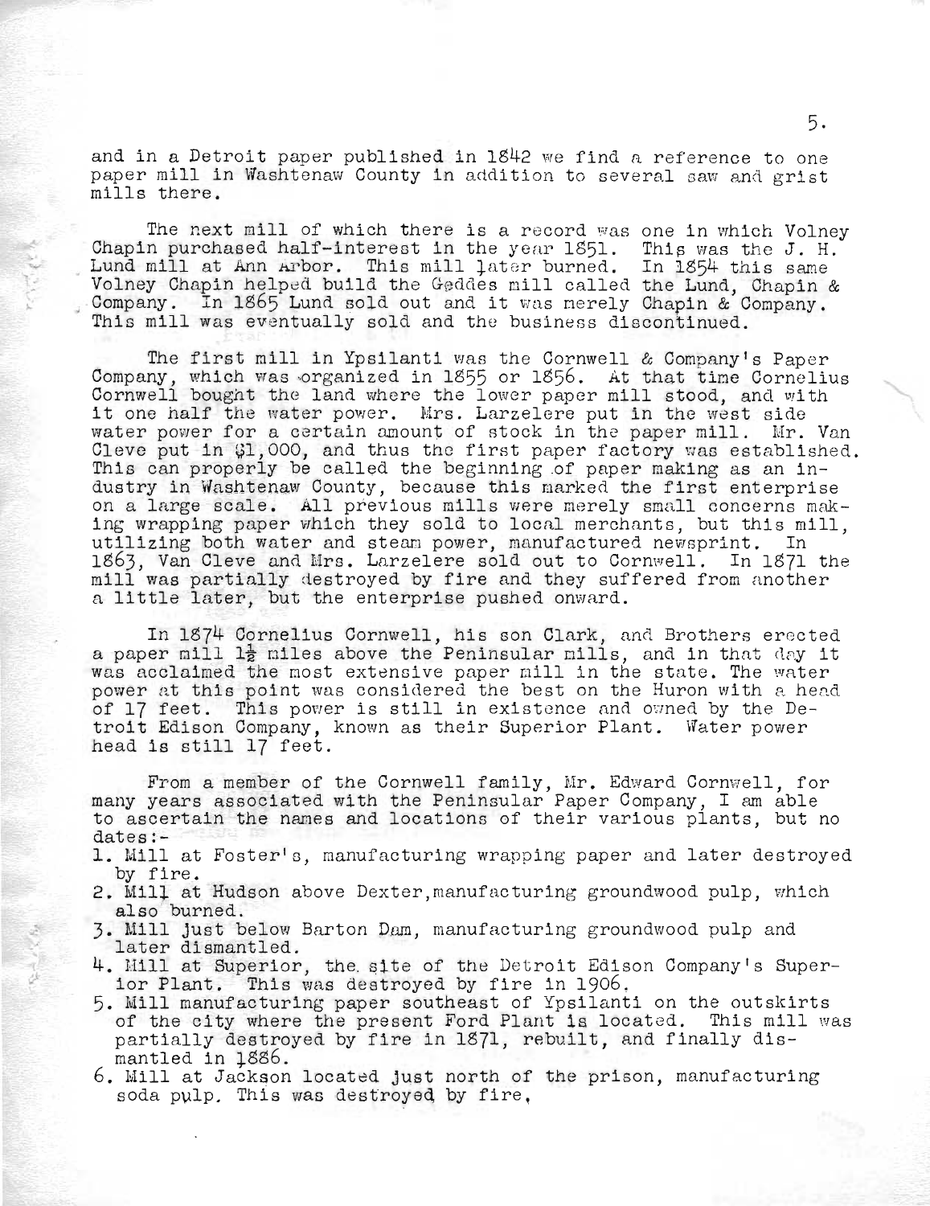and in a Detroit paper published in 1842 we find a reference to one paper mill in Washtenaw County in addition to several saw and grist mills there.

The next mill of which there is a record was one in which Volney Chapin purchased half-interest in the year 1851. This was the J. H. Lund mill at Ann Arbor. This mill later burned. In 1854 this same Volney Chapin helped build the Geddes mill called the Lund, Chapin & Company. In 1865 Lund sold out and it was merely Chapin & Company. This mill was eventually sold and the business discontinued.

The first mill in Ypsilanti was the Cornwell & Company's Paper Company, which was organized in 1855 or 1856. At that time Cornelius Cornwell bought the land where the lower paper mill stood, and with it one half the water power. Mrs. Larzelere put in the west side water power for a certain amount of stock in the paper mill. Mr. Van Cleve put in $1,000, and thus the first paper factory was established. This can properly be called the beginning of paper making as an industry in Washtenaw County, because this marked the first enterprise on a large scale. All previous mills were merely small concerns making wrapping paper which they sold to local merchants, but this mill, utilizing both water and steam power, manufactured newsprint. In 1863, Van Cleve and Mrs. Larzelere sold out to Cornwell. In 1871 the mill was partially destroyed by fire and they suffered from another a little later, but the enterprise pushed onward.

In 1874 Cornelius Cornwell, his son Clark, and Brothers erected a paper mill 1½ miles above the Peninsular mills, and in that day it was acclaimed the most extensive paper mill in the state. The water power at this point was considered the best on the Huron with a head of 17 feet. This power is still in existence and owned by the Detroit Edison Company, known as their Superior Plant. Water power head is still 17 feet.

From a member of the Cornwell family, Mr. Edward Cornwell, for many years associated with the Peninsular Paper Company, I am able to ascertain the names and locations of their various plants, but no dates:-

1. Mill at Foster's, manufacturing wrapping paper and later destroyed by fire.
2. Mill at Hudson above Dexter, manufacturing groundwood pulp, which also burned.
3. Mill just below Barton Dam, manufacturing groundwood pulp and later dismantled.
4. Mill at Superior, the site of the Detroit Edison Company's Superior Plant. This was destroyed by fire in 1906.
5. Mill manufacturing paper southeast of Ypsilanti on the outskirts of the city where the present Ford Plant is located. This mill was partially destroyed by fire in 1871, rebuilt, and finally dismantled in 1886.
6. Mill at Jackson located just north of the prison, manufacturing soda pulp. This was destroyed by fire.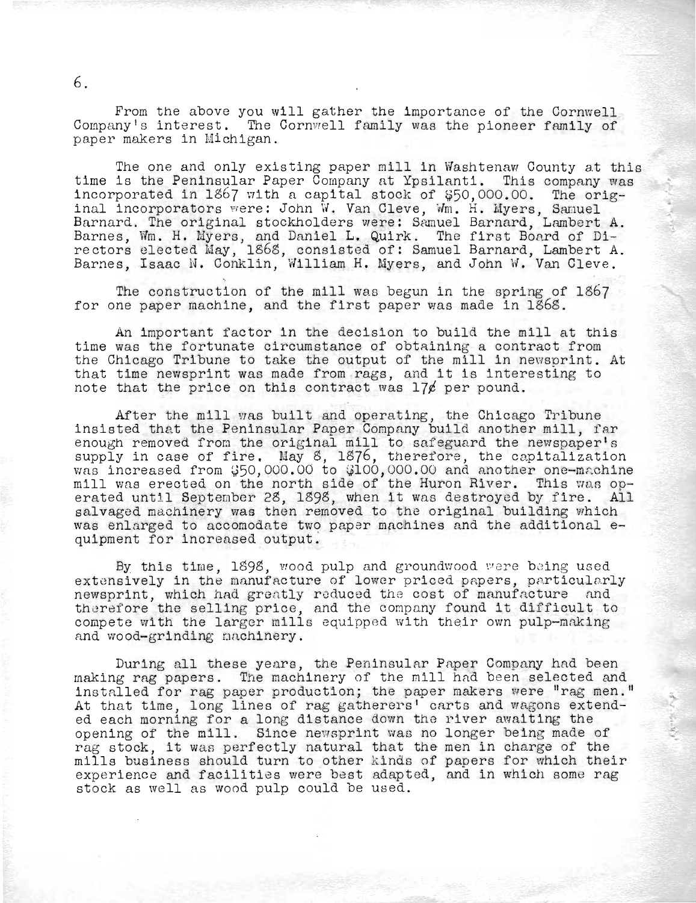From the above you will gather the importance of the Cornwell Company's interest. The Cornwell family was the pioneer family of paper makers in Michigan.

The one and only existing paper mill in Washtenaw County at this time is the Peninsular Paper Company at Ypsilanti. This company was incorporated in 1867 with a capital stock of $50,000.00. The original incorporators were: John W. Van Cleve, Wm. H. Myers, Samuel Barnard. The original stockholders were: Samuel Barnard, Lambert A. Barnes, Wm. H. Myers, and Daniel L. Quirk. The first Board of Directors elected May, 1868, consisted of: Samuel Barnard, Lambert A. Barnes, Isaac N. Conklin, William H. Myers, and John W. Van Cleve.

The construction of the mill was begun in the spring of 1867 for one paper machine, and the first paper was made in 1868.

An important factor in the decision to build the mill at this time was the fortunate circumstance of obtaining a contract from the Chicago Tribune to take the output of the mill in newsprint. At that time newsprint was made from rags, and it is interesting to note that the price on this contract was 17¢ per pound.

After the mill was built and operating, the Chicago Tribune insisted that the Peninsular Paper Company build another mill, far enough removed from the original mill to safeguard the newspaper's supply in case of fire. May 8, 1876, therefore, the capitalization was increased from $50,000.00 to $100,000.00 and another one-machine mill was erected on the north side of the Huron River. This was operated until September 28, 1898, when it was destroyed by fire. All salvaged machinery was then removed to the original building which was enlarged to accomodate two paper machines and the additional equipment for increased output.

By this time, 1898, wood pulp and groundwood were being used extensively in the manufacture of lower priced papers, particularly newsprint, which had greatly reduced the cost of manufacture and therefore the selling price, and the company found it difficult to compete with the larger mills equipped with their own pulp-making and wood-grinding machinery.

During all these years, the Peninsular Paper Company had been making rag papers. The machinery of the mill had been selected and installed for rag paper production; the paper makers were "rag men." At that time, long lines of rag gatherers' carts and wagons extended each morning for a long distance down the river awaiting the opening of the mill. Since newsprint was no longer being made of rag stock, it was perfectly natural that the men in charge of the mills business should turn to other kinds of papers for which their experience and facilities were best adapted, and in which some rag stock as well as wood pulp could be used.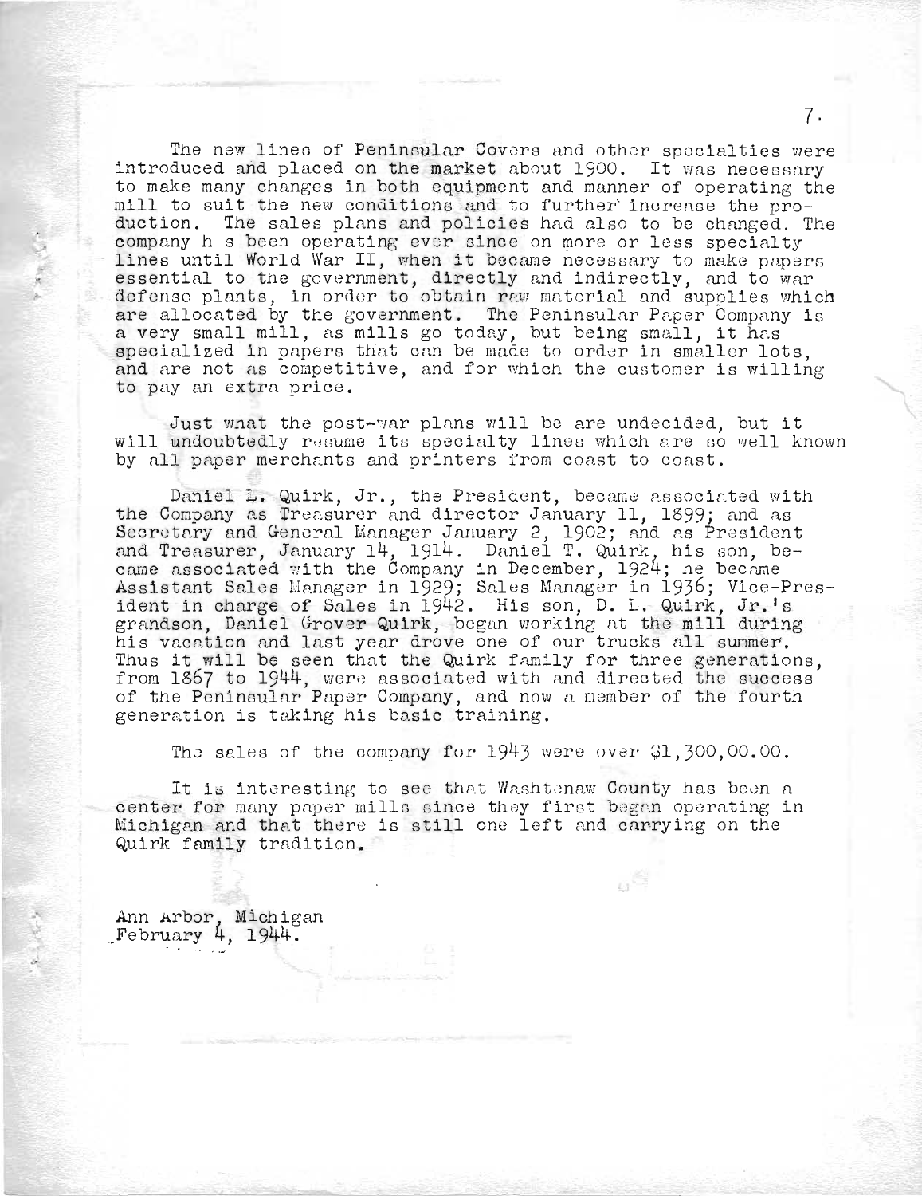The new lines of Peninsular Covers and other specialties were introduced and placed on the market about 1900. It was necessary to make many changes in both equipment and manner of operating the mill to suit the new conditions and to further increase the production. The sales plans and policies had also to be changed. The company h s been operating ever since on more or less specialty lines until World War II, when it became necessary to make papers essential to the government, directly and indirectly, and to war defense plants, in order to obtain raw material and supplies which are allocated by the government. The Peninsular Paper Company is a very small mill, as mills go today, but being small, it has specialized in papers that can be made to order in smaller lots, and are not as competitive, and for which the customer is willing to pay an extra price.

Just what the post-war plans will be are undecided, but it will undoubtedly resume its specialty lines which are so well known by all paper merchants and printers from coast to coast.

Daniel L. Quirk, Jr., the President, became associated with the Company as Treasurer and director January 11, 1899; and as Secretary and General Manager January 2, 1902; and as President and Treasurer, January 14, 1914. Daniel T. Quirk, his son, became associated with the Company in December, 1924; he became Assistant Sales Manager in 1929; Sales Manager in 1936; Vice-President in charge of Sales in 1942. His son, D. L. Quirk, Jr.'s grandson, Daniel Grover Quirk, began working at the mill during his vacation and last year drove one of our trucks all summer. Thus it will be seen that the Quirk family for three generations, from 1867 to 1944, were associated with and directed the success of the Peninsular Paper Company, and now a member of the fourth generation is taking his basic training.

The sales of the company for 1943 were over $1,300,00.00.

It is interesting to see that Washtenaw County has been a center for many paper mills since they first began operating in Michigan and that there is still one left and carrying on the Quirk family tradition.

Ann Arbor, Michigan
February 4, 1944.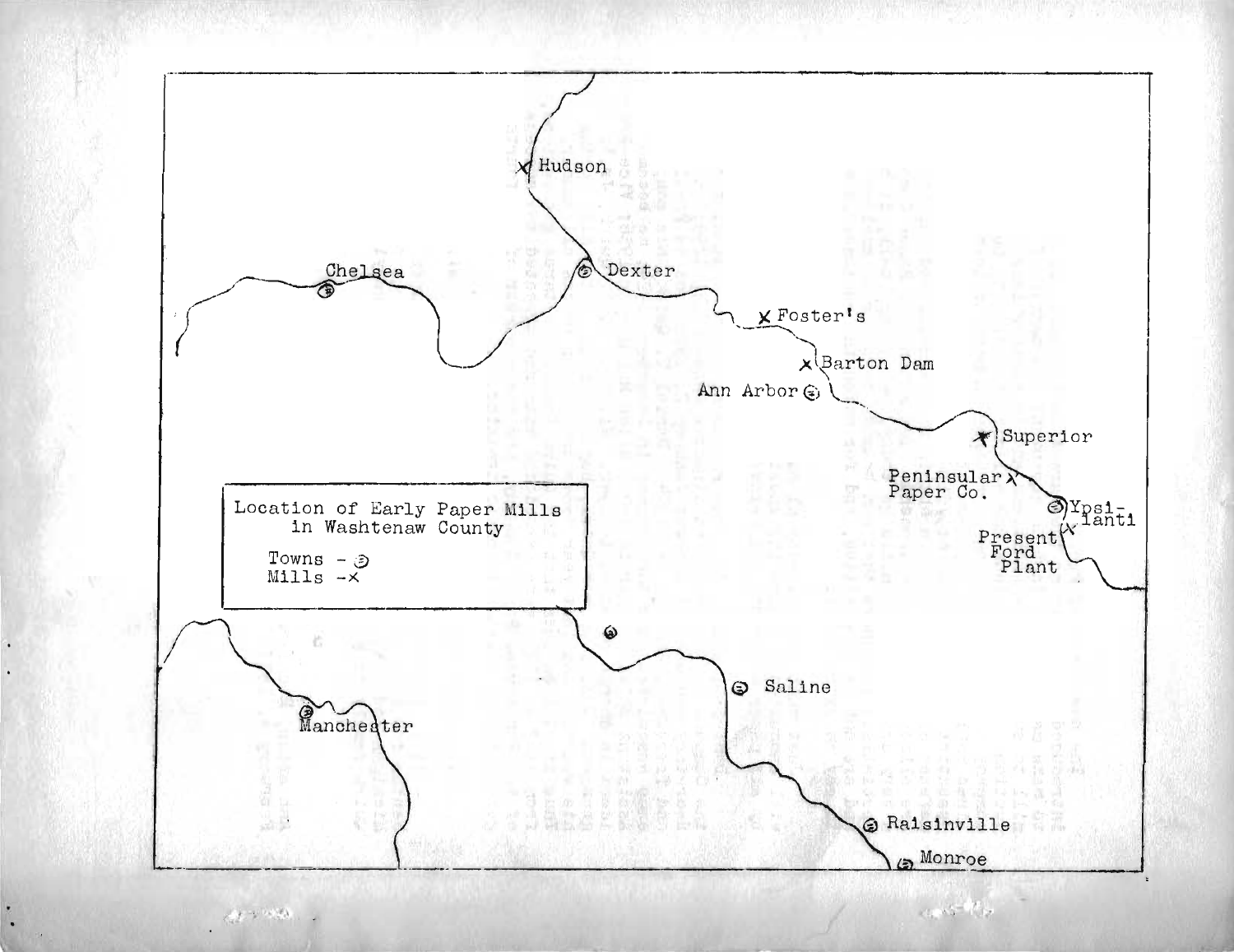Location of Early Paper Mills in Washtenaw County

Towns - ⊜
Mills - ×

Hudson

Chelsea

Dexter

Foster's

Barton Dam

Ann Arbor

Superior

Peninsular Paper Co.

Ypsilanti

Present Ford Plant

Saline

Manchester

Raisinville

Monroe